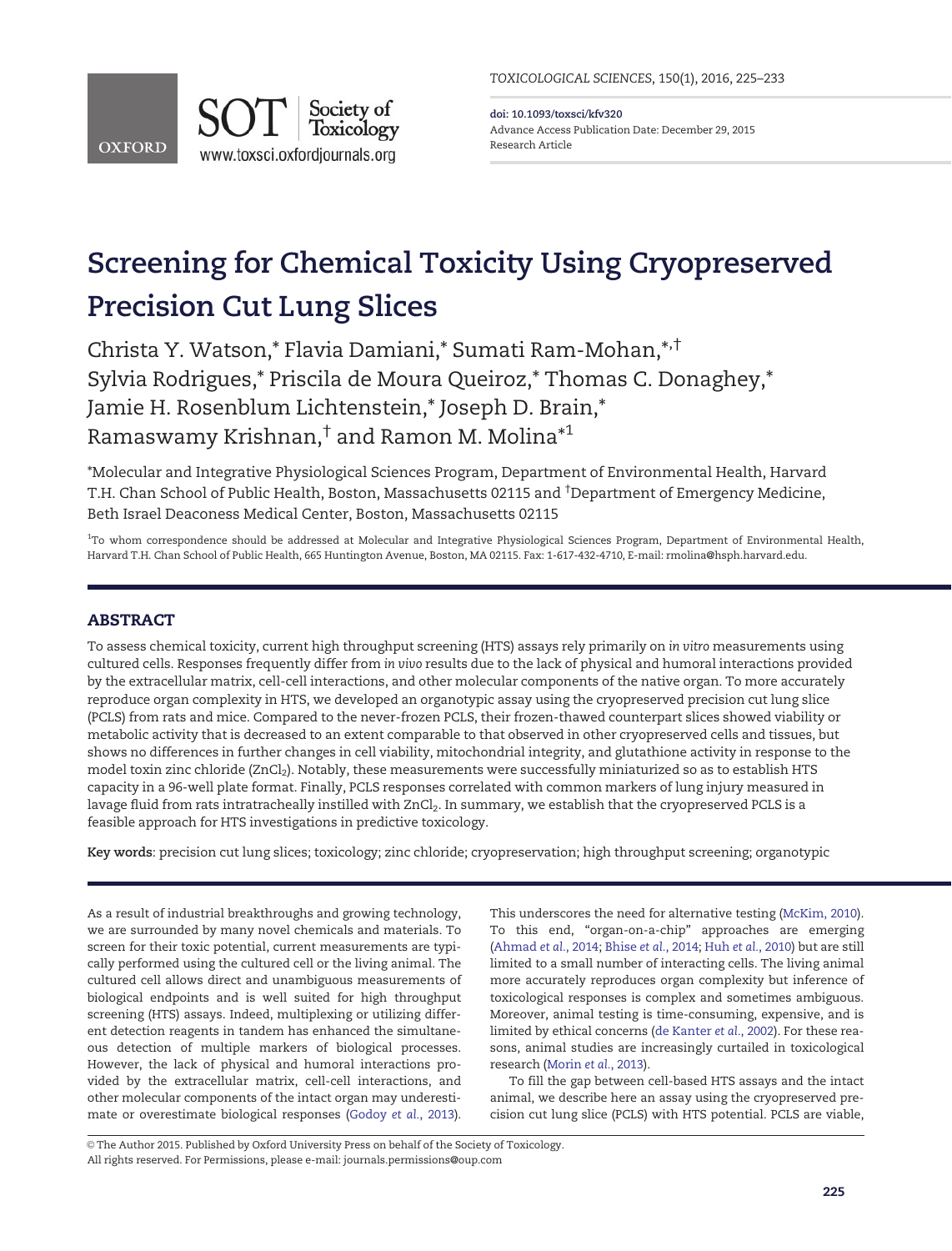# Screening for Chemical Toxicity Using Cryopreserved Precision Cut Lung Slices

Christa Y. Watson,* Flavia Damiani,* Sumati Ram-Mohan,*,† Sylvia Rodrigues,* Priscila de Moura Queiroz,* Thomas C. Donaghey,* Jamie H. Rosenblum Lichtenstein,* Joseph D. Brain,* Ramaswamy Krishnan,† and Ramon M. Molina*[1]

*Molecular and Integrative Physiological Sciences Program, Department of Environmental Health, Harvard T.H. Chan School of Public Health, Boston, Massachusetts 02115 and †Department of Emergency Medicine, Beth Israel Deaconess Medical Center, Boston, Massachusetts 02115

[1]To whom correspondence should be addressed at Molecular and Integrative Physiological Sciences Program, Department of Environmental Health, Harvard T.H. Chan School of Public Health, 665 Huntington Avenue, Boston, MA 02115. Fax: 1-617-432-4710, E-mail: rmolina@hsph.harvard.edu.

doi: 10.1093/toxsci/kfv320
Advance Access Publication Date: December 29, 2015
Research Article

## ABSTRACT

To assess chemical toxicity, current high throughput screening (HTS) assays rely primarily on *in vitro* measurements using cultured cells. Responses frequently differ from *in vivo* results due to the lack of physical and humoral interactions provided by the extracellular matrix, cell-cell interactions, and other molecular components of the native organ. To more accurately reproduce organ complexity in HTS, we developed an organotypic assay using the cryopreserved precision cut lung slice (PCLS) from rats and mice. Compared to the never-frozen PCLS, their frozen-thawed counterpart slices showed viability or metabolic activity that is decreased to an extent comparable to that observed in other cryopreserved cells and tissues, but shows no differences in further changes in cell viability, mitochondrial integrity, and glutathione activity in response to the model toxin zinc chloride ($ZnCl_2$). Notably, these measurements were successfully miniaturized so as to establish HTS capacity in a 96-well plate format. Finally, PCLS responses correlated with common markers of lung injury measured in lavage fluid from rats intratracheally instilled with $ZnCl_2$. In summary, we establish that the cryopreserved PCLS is a feasible approach for HTS investigations in predictive toxicology.

**Key words**: precision cut lung slices; toxicology; zinc chloride; cryopreservation; high throughput screening; organotypic

As a result of industrial breakthroughs and growing technology, we are surrounded by many novel chemicals and materials. To screen for their toxic potential, current measurements are typically performed using the cultured cell or the living animal. The cultured cell allows direct and unambiguous measurements of biological endpoints and is well suited for high throughput screening (HTS) assays. Indeed, multiplexing or utilizing different detection reagents in tandem has enhanced the simultaneous detection of multiple markers of biological processes. However, the lack of physical and humoral interactions provided by the extracellular matrix, cell-cell interactions, and other molecular components of the intact organ may underestimate or overestimate biological responses (Godoy *et al.*, 2013). This underscores the need for alternative testing (McKim, 2010). To this end, "organ-on-a-chip" approaches are emerging (Ahmad *et al.*, 2014; Bhise *et al.*, 2014; Huh *et al.*, 2010) but are still limited to a small number of interacting cells. The living animal more accurately reproduces organ complexity but inference of toxicological responses is complex and sometimes ambiguous. Moreover, animal testing is time-consuming, expensive, and is limited by ethical concerns (de Kanter *et al.*, 2002). For these reasons, animal studies are increasingly curtailed in toxicological research (Morin *et al.*, 2013).

To fill the gap between cell-based HTS assays and the intact animal, we describe here an assay using the cryopreserved precision cut lung slice (PCLS) with HTS potential. PCLS are viable,

© The Author 2015. Published by Oxford University Press on behalf of the Society of Toxicology.
All rights reserved. For Permissions, please e-mail: journals.permissions@oup.com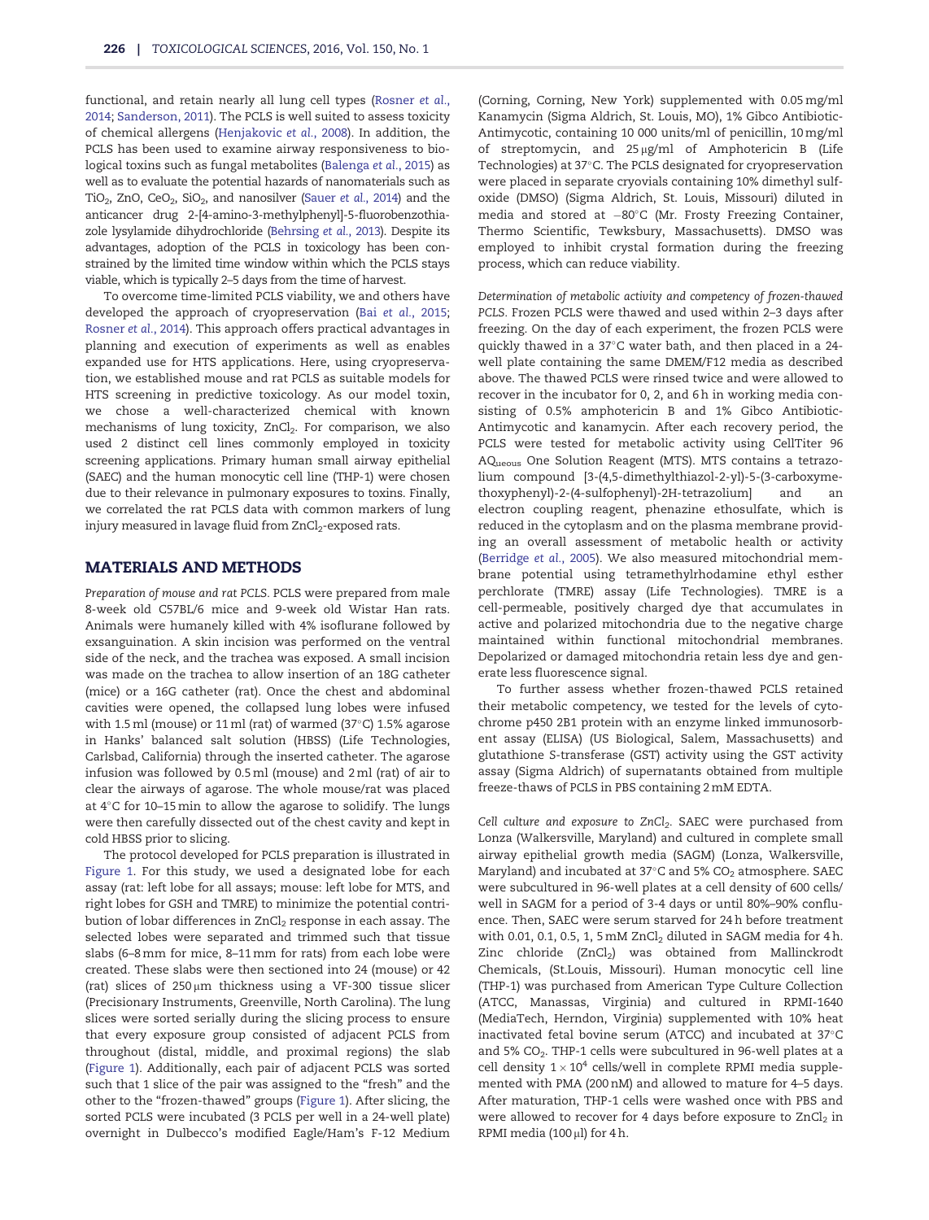functional, and retain nearly all lung cell types (Rosner *et al.*, 2014; Sanderson, 2011). The PCLS is well suited to assess toxicity of chemical allergens (Henjakovic *et al.*, 2008). In addition, the PCLS has been used to examine airway responsiveness to biological toxins such as fungal metabolites (Balenga *et al.*, 2015) as well as to evaluate the potential hazards of nanomaterials such as $TiO_2$, ZnO, $CeO_2$, $SiO_2$, and nanosilver (Sauer *et al.*, 2014) and the anticancer drug 2-[4-amino-3-methylphenyl]-5-fluorobenzothiazole lysylamide dihydrochloride (Behrsing *et al.*, 2013). Despite its advantages, adoption of the PCLS in toxicology has been constrained by the limited time window within which the PCLS stays viable, which is typically 2–5 days from the time of harvest.

To overcome time-limited PCLS viability, we and others have developed the approach of cryopreservation (Bai *et al.*, 2015; Rosner *et al.*, 2014). This approach offers practical advantages in planning and execution of experiments as well as enables expanded use for HTS applications. Here, using cryopreservation, we established mouse and rat PCLS as suitable models for HTS screening in predictive toxicology. As our model toxin, we chose a well-characterized chemical with known mechanisms of lung toxicity, $ZnCl_2$. For comparison, we also used 2 distinct cell lines commonly employed in toxicity screening applications. Primary human small airway epithelial (SAEC) and the human monocytic cell line (THP-1) were chosen due to their relevance in pulmonary exposures to toxins. Finally, we correlated the rat PCLS data with common markers of lung injury measured in lavage fluid from $ZnCl_2$-exposed rats.

## MATERIALS AND METHODS

*Preparation of mouse and rat PCLS.* PCLS were prepared from male 8-week old C57BL/6 mice and 9-week old Wistar Han rats. Animals were humanely killed with 4% isoflurane followed by exsanguination. A skin incision was performed on the ventral side of the neck, and the trachea was exposed. A small incision was made on the trachea to allow insertion of an 18G catheter (mice) or a 16G catheter (rat). Once the chest and abdominal cavities were opened, the collapsed lung lobes were infused with 1.5 ml (mouse) or 11 ml (rat) of warmed (37°C) 1.5% agarose in Hanks' balanced salt solution (HBSS) (Life Technologies, Carlsbad, California) through the inserted catheter. The agarose infusion was followed by 0.5 ml (mouse) and 2 ml (rat) of air to clear the airways of agarose. The whole mouse/rat was placed at 4°C for 10–15 min to allow the agarose to solidify. The lungs were then carefully dissected out of the chest cavity and kept in cold HBSS prior to slicing.

The protocol developed for PCLS preparation is illustrated in Figure 1. For this study, we used a designated lobe for each assay (rat: left lobe for all assays; mouse: left lobe for MTS, and right lobes for GSH and TMRE) to minimize the potential contribution of lobar differences in $ZnCl_2$ response in each assay. The selected lobes were separated and trimmed such that tissue slabs (6–8 mm for mice, 8–11 mm for rats) from each lobe were created. These slabs were then sectioned into 24 (mouse) or 42 (rat) slices of 250 μm thickness using a VF-300 tissue slicer (Precisionary Instruments, Greenville, North Carolina). The lung slices were sorted serially during the slicing process to ensure that every exposure group consisted of adjacent PCLS from throughout (distal, middle, and proximal regions) the slab (Figure 1). Additionally, each pair of adjacent PCLS was sorted such that 1 slice of the pair was assigned to the "fresh" and the other to the "frozen-thawed" groups (Figure 1). After slicing, the sorted PCLS were incubated (3 PCLS per well in a 24-well plate) overnight in Dulbecco's modified Eagle/Ham's F-12 Medium (Corning, Corning, New York) supplemented with 0.05 mg/ml Kanamycin (Sigma Aldrich, St. Louis, MO), 1% Gibco Antibiotic-Antimycotic, containing 10 000 units/ml of penicillin, 10 mg/ml of streptomycin, and 25 μg/ml of Amphotericin B (Life Technologies) at 37°C. The PCLS designated for cryopreservation were placed in separate cryovials containing 10% dimethyl sulfoxide (DMSO) (Sigma Aldrich, St. Louis, Missouri) diluted in media and stored at −80°C (Mr. Frosty Freezing Container, Thermo Scientific, Tewksbury, Massachusetts). DMSO was employed to inhibit crystal formation during the freezing process, which can reduce viability.

*Determination of metabolic activity and competency of frozen-thawed PCLS.* Frozen PCLS were thawed and used within 2–3 days after freezing. On the day of each experiment, the frozen PCLS were quickly thawed in a 37°C water bath, and then placed in a 24-well plate containing the same DMEM/F12 media as described above. The thawed PCLS were rinsed twice and were allowed to recover in the incubator for 0, 2, and 6 h in working media consisting of 0.5% amphotericin B and 1% Gibco Antibiotic-Antimycotic and kanamycin. After each recovery period, the PCLS were tested for metabolic activity using CellTiter 96 $AQ_{ueous}$ One Solution Reagent (MTS). MTS contains a tetrazolium compound [3-(4,5-dimethylthiazol-2-yl)-5-(3-carboxymethoxyphenyl)-2-(4-sulfophenyl)-2H-tetrazolium] and an electron coupling reagent, phenazine ethosulfate, which is reduced in the cytoplasm and on the plasma membrane providing an overall assessment of metabolic health or activity (Berridge *et al.*, 2005). We also measured mitochondrial membrane potential using tetramethylrhodamine ethyl esther perchlorate (TMRE) assay (Life Technologies). TMRE is a cell-permeable, positively charged dye that accumulates in active and polarized mitochondria due to the negative charge maintained within functional mitochondrial membranes. Depolarized or damaged mitochondria retain less dye and generate less fluorescence signal.

To further assess whether frozen-thawed PCLS retained their metabolic competency, we tested for the levels of cytochrome p450 2B1 protein with an enzyme linked immunosorbent assay (ELISA) (US Biological, Salem, Massachusetts) and glutathione S-transferase (GST) activity using the GST activity assay (Sigma Aldrich) of supernatants obtained from multiple freeze-thaws of PCLS in PBS containing 2 mM EDTA.

*Cell culture and exposure to $ZnCl_2$.* SAEC were purchased from Lonza (Walkersville, Maryland) and cultured in complete small airway epithelial growth media (SAGM) (Lonza, Walkersville, Maryland) and incubated at 37°C and 5% $CO_2$ atmosphere. SAEC were subcultured in 96-well plates at a cell density of 600 cells/well in SAGM for a period of 3-4 days or until 80%–90% confluence. Then, SAEC were serum starved for 24 h before treatment with 0.01, 0.1, 0.5, 1, 5 mM $ZnCl_2$ diluted in SAGM media for 4 h. Zinc chloride ($ZnCl_2$) was obtained from Mallinckrodt Chemicals, (St.Louis, Missouri). Human monocytic cell line (THP-1) was purchased from American Type Culture Collection (ATCC, Manassas, Virginia) and cultured in RPMI-1640 (MediaTech, Herndon, Virginia) supplemented with 10% heat inactivated fetal bovine serum (ATCC) and incubated at 37°C and 5% $CO_2$. THP-1 cells were subcultured in 96-well plates at a cell density $1 \times 10^4$ cells/well in complete RPMI media supplemented with PMA (200 nM) and allowed to mature for 4–5 days. After maturation, THP-1 cells were washed once with PBS and were allowed to recover for 4 days before exposure to $ZnCl_2$ in RPMI media (100 μl) for 4 h.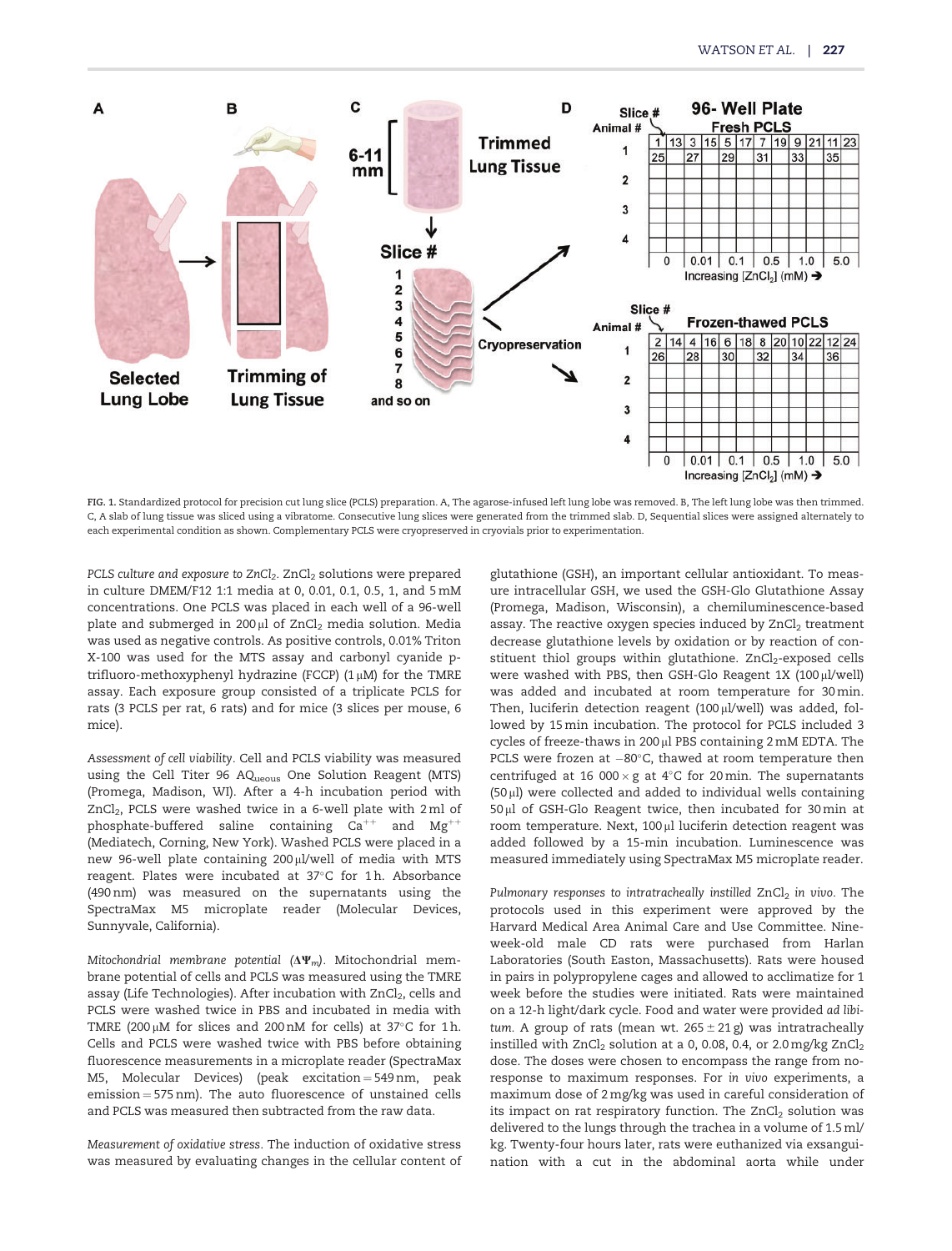**FIG. 1.** Standardized protocol for precision cut lung slice (PCLS) preparation. A, The agarose-infused left lung lobe was removed. B, The left lung lobe was then trimmed. C, A slab of lung tissue was sliced using a vibratome. Consecutive lung slices were generated from the trimmed slab. D, Sequential slices were assigned alternately to each experimental condition as shown. Complementary PCLS were cryopreserved in cryovials prior to experimentation.

*PCLS culture and exposure to $ZnCl_2$.* $ZnCl_2$ solutions were prepared in culture DMEM/F12 1:1 media at 0, 0.01, 0.1, 0.5, 1, and 5 mM concentrations. One PCLS was placed in each well of a 96-well plate and submerged in 200 µl of $ZnCl_2$ media solution. Media was used as negative controls. As positive controls, 0.01% Triton X-100 was used for the MTS assay and carbonyl cyanide p-trifluoro-methoxyphenyl hydrazine (FCCP) (1 µM) for the TMRE assay. Each exposure group consisted of a triplicate PCLS for rats (3 PCLS per rat, 6 rats) and for mice (3 slices per mouse, 6 mice).

*Assessment of cell viability.* Cell and PCLS viability was measured using the Cell Titer 96 AQ$_{ueous}$ One Solution Reagent (MTS) (Promega, Madison, WI). After a 4-h incubation period with $ZnCl_2$, PCLS were washed twice in a 6-well plate with 2 ml of phosphate-buffered saline containing $Ca^{++}$ and $Mg^{++}$ (Mediatech, Corning, New York). Washed PCLS were placed in a new 96-well plate containing 200 µl/well of media with MTS reagent. Plates were incubated at 37°C for 1 h. Absorbance (490 nm) was measured on the supernatants using the SpectraMax M5 microplate reader (Molecular Devices, Sunnyvale, California).

*Mitochondrial membrane potential ($\Delta\Psi_m$).* Mitochondrial membrane potential of cells and PCLS was measured using the TMRE assay (Life Technologies). After incubation with $ZnCl_2$, cells and PCLS were washed in PBS and incubated in media with TMRE (200 µM for slices and 200 nM for cells) at 37°C for 1 h. Cells and PCLS were washed twice with PBS before obtaining fluorescence measurements in a microplate reader (SpectraMax M5, Molecular Devices) (peak excitation = 549 nm, peak emission = 575 nm). The auto fluorescence of unstained cells and PCLS was measured then subtracted from the raw data.

*Measurement of oxidative stress.* The induction of oxidative stress was measured by evaluating changes in the cellular content of glutathione (GSH), an important cellular antioxidant. To measure intracellular GSH, we used the GSH-Glo Glutathione Assay (Promega, Madison, Wisconsin), a chemiluminescence-based assay. The reactive oxygen species induced by $ZnCl_2$ treatment decrease glutathione levels by oxidation or by reaction of constituent thiol groups within glutathione. $ZnCl_2$-exposed cells were washed with PBS, then GSH-Glo Reagent 1X (100 µl/well) was added and incubated at room temperature for 30 min. Then, luciferin detection reagent (100 µl/well) was added, followed by 15 min incubation. The protocol for PCLS included 3 cycles of freeze-thaws in 200 µl PBS containing 2 mM EDTA. The PCLS were frozen at −80°C, thawed at room temperature then centrifuged at 16 000 × g at 4°C for 20 min. The supernatants (50 µl) were collected and added to individual wells containing 50 µl of GSH-Glo Reagent twice, then incubated for 30 min at room temperature. Next, 100 µl luciferin detection reagent was added followed by 15-min incubation. Luminescence was measured immediately using SpectraMax M5 microplate reader.

*Pulmonary responses to intratracheally instilled $ZnCl_2$ in vivo.* The protocols used in this experiment were approved by the Harvard Medical Area Animal Care and Use Committee. Nine-week-old male CD rats were purchased from Harlan Laboratories (South Easton, Massachusetts). Rats were housed in pairs in polypropylene cages and allowed to acclimatize for 1 week before the studies were initiated. Rats were maintained on a 12-h light/dark cycle. Food and water were provided *ad libitum*. A group of rats (mean wt. 265 ± 21 g) was intratracheally instilled with $ZnCl_2$ solution at a 0, 0.08, 0.4, or 2.0 mg/kg $ZnCl_2$ dose. The doses were chosen to encompass the range from no-response to maximum responses. For *in vivo* experiments, a maximum dose of 2 mg/kg was used in careful consideration of its impact on rat respiratory function. The $ZnCl_2$ solution was delivered to the lungs through the trachea in a volume of 1.5 ml/kg. Twenty-four hours later, rats were euthanized via exsanguination with a cut in the abdominal aorta while under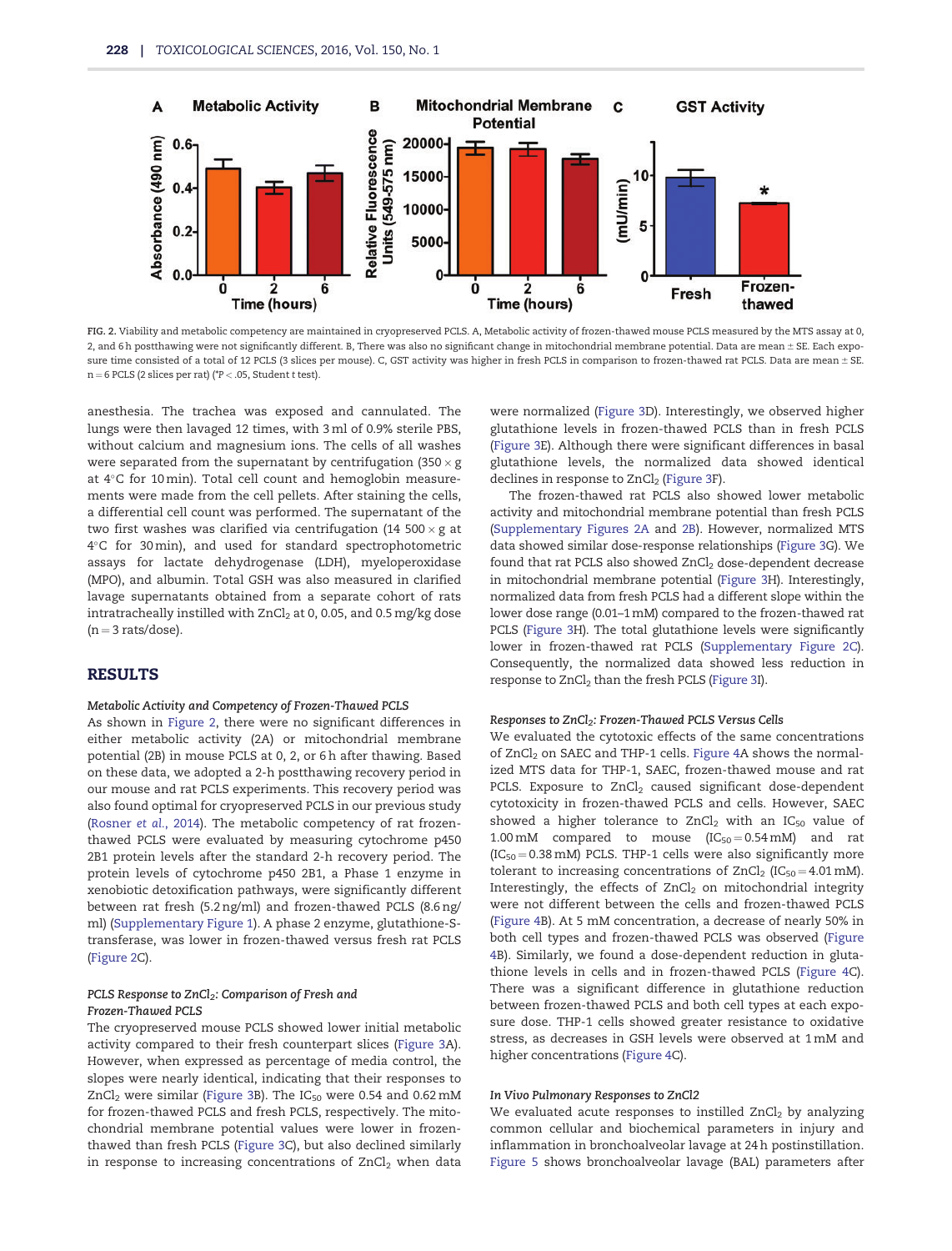FIG. 2. Viability and metabolic competency are maintained in cryopreserved PCLS. A, Metabolic activity of frozen-thawed mouse PCLS measured by the MTS assay at 0, 2, and 6 h postthawing were not significantly different. B, There was also no significant change in mitochondrial membrane potential. Data are mean ± SE. Each exposure time consisted of a total of 12 PCLS (3 slices per mouse). C, GST activity was higher in fresh PCLS in comparison to frozen-thawed rat PCLS. Data are mean ± SE. n = 6 PCLS (2 slices per rat) (*P < .05, Student t test).

anesthesia. The trachea was exposed and cannulated. The lungs were then lavaged 12 times, with 3 ml of 0.9% sterile PBS, without calcium and magnesium ions. The cells of all washes were separated from the supernatant by centrifugation (350 × g at 4°C for 10 min). Total cell count and hemoglobin measurements were made from the cell pellets. After staining the cells, a differential cell count was performed. The supernatant of the two first washes was clarified via centrifugation (14 500 × g at 4°C for 30 min), and used for standard spectrophotometric assays for lactate dehydrogenase (LDH), myeloperoxidase (MPO), and albumin. Total GSH was also measured in clarified lavage supernatants obtained from a separate cohort of rats intratracheally instilled with $ZnCl_2$ at 0, 0.05, and 0.5 mg/kg dose (n = 3 rats/dose).

## RESULTS

### *Metabolic Activity and Competency of Frozen-Thawed PCLS*

As shown in Figure 2, there were no significant differences in either metabolic activity (2A) or mitochondrial membrane potential (2B) in mouse PCLS at 0, 2, or 6 h after thawing. Based on these data, we adopted a 2-h postthawing recovery period in our mouse and rat PCLS experiments. This recovery period was also found optimal for cryopreserved PCLS in our previous study (Rosner *et al.*, 2014). The metabolic competency of rat frozen-thawed PCLS were evaluated by measuring cytochrome p450 2B1 protein levels after the standard 2-h recovery period. The protein levels of cytochrome p450 2B1, a Phase 1 enzyme in xenobiotic detoxification pathways, were significantly different between rat fresh (5.2 ng/ml) and frozen-thawed PCLS (8.6 ng/ml) (Supplementary Figure 1). A phase 2 enzyme, glutathione-S-transferase, was lower in frozen-thawed versus fresh rat PCLS (Figure 2C).

### *PCLS Response to $ZnCl_2$: Comparison of Fresh and Frozen-Thawed PCLS*

The cryopreserved mouse PCLS showed lower initial metabolic activity compared to their fresh counterpart slices (Figure 3A). However, when expressed as percentage of media control, the slopes were nearly identical, indicating that their responses to $ZnCl_2$ were similar (Figure 3B). The $IC_{50}$ were 0.54 and 0.62 mM for frozen-thawed PCLS and fresh PCLS, respectively. The mitochondrial membrane potential values were lower in frozen-thawed than fresh PCLS (Figure 3C), but also declined similarly in response to increasing concentrations of $ZnCl_2$ when data were normalized (Figure 3D). Interestingly, we observed higher glutathione levels in frozen-thawed PCLS than in fresh PCLS (Figure 3E). Although there were significant differences in basal glutathione levels, the normalized data showed identical declines in response to $ZnCl_2$ (Figure 3F).

The frozen-thawed rat PCLS also showed lower metabolic activity and mitochondrial membrane potential than fresh PCLS (Supplementary Figures 2A and 2B). However, normalized MTS data showed similar dose-response relationships (Figure 3G). We found that rat PCLS also showed $ZnCl_2$ dose-dependent decrease in mitochondrial membrane potential (Figure 3H). Interestingly, normalized data from fresh PCLS had a different slope within the lower dose range (0.01–1 mM) compared to the frozen-thawed rat PCLS (Figure 3H). The total glutathione levels were significantly lower in frozen-thawed rat PCLS (Supplementary Figure 2C). Consequently, the normalized data showed less reduction in response to $ZnCl_2$ than the fresh PCLS (Figure 3I).

### *Responses to $ZnCl_2$: Frozen-Thawed PCLS Versus Cells*

We evaluated the cytotoxic effects of the same concentrations of $ZnCl_2$ on SAEC and THP-1 cells. Figure 4A shows the normalized MTS data for THP-1, SAEC, frozen-thawed mouse and rat PCLS. Exposure to $ZnCl_2$ caused significant dose-dependent cytotoxicity in frozen-thawed PCLS and cells. However, SAEC showed a higher tolerance to $ZnCl_2$ with an $IC_{50}$ value of 1.00 mM compared to mouse ($IC_{50}$ = 0.54 mM) and rat ($IC_{50}$ = 0.38 mM) PCLS. THP-1 cells were also significantly more tolerant to increasing concentrations of $ZnCl_2$ ($IC_{50}$ = 4.01 mM). Interestingly, the effects of $ZnCl_2$ on mitochondrial integrity were not different between the cells and frozen-thawed PCLS (Figure 4B). At 5 mM concentration, a decrease of nearly 50% in both cell types and frozen-thawed PCLS was observed (Figure 4B). Similarly, we found a dose-dependent reduction in glutathione levels in cells and in frozen-thawed PCLS (Figure 4C). There was a significant difference in glutathione reduction between frozen-thawed PCLS and both cell types at each exposure dose. THP-1 cells showed greater resistance to oxidative stress, as decreases in GSH levels were observed at 1 mM and higher concentrations (Figure 4C).

### *In Vivo Pulmonary Responses to ZnCl2*

We evaluated acute responses to instilled $ZnCl_2$ by analyzing common cellular and biochemical parameters in injury and inflammation in bronchoalveolar lavage at 24 h postinstillation. Figure 5 shows bronchoalveolar lavage (BAL) parameters after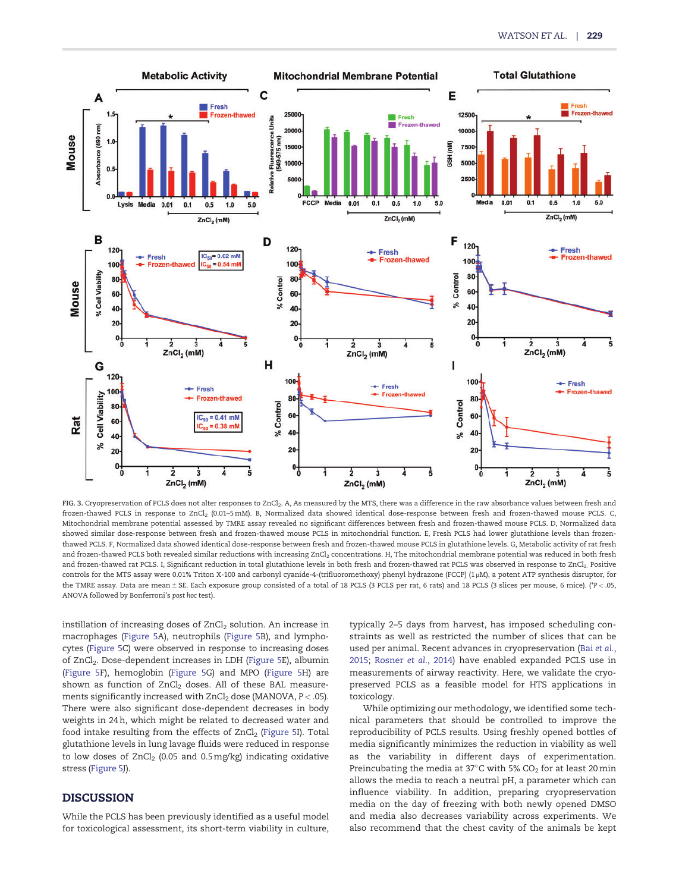FIG. 3. Cryopreservation of PCLS does not alter responses to $ZnCl_2$. A, As measured by the MTS, there was a difference in the raw absorbance values between fresh and frozen-thawed PCLS in response to $ZnCl_2$ (0.01–5 mM). B, Normalized data showed identical dose-response between fresh and frozen-thawed mouse PCLS. C, Mitochondrial membrane potential assessed by TMRE assay revealed no significant differences between fresh and frozen-thawed mouse PCLS. D, Normalized data showed similar dose-response between fresh and frozen-thawed mouse PCLS in mitochondrial function. E, Fresh PCLS had lower glutathione levels than frozen-thawed PCLS. F, Normalized data showed identical dose-response between fresh and frozen-thawed mouse PCLS in glutathione levels. G, Metabolic activity of rat fresh and frozen-thawed PCLS both revealed similar reductions with increasing $ZnCl_2$ concentrations. H, The mitochondrial membrane potential was reduced in both fresh and frozen-thawed rat PCLS. I, Significant reduction in total glutathione levels in both fresh and frozen-thawed rat PCLS was observed in response to $ZnCl_2$. Positive controls for the MTS assay were 0.01% Triton X-100 and carbonyl cyanide-4-(trifluoromethoxy) phenyl hydrazone (FCCP) (1 μM), a potent ATP synthesis disruptor, for the TMRE assay. Data are mean ± SE. Each exposure group consisted of a total of 18 PCLS (3 PCLS per rat, 6 rats) and 18 PCLS (3 slices per mouse, 6 mice). (*$P < .05$, ANOVA followed by Bonferroni's *post hoc* test).

instillation of increasing doses of $ZnCl_2$ solution. An increase in macrophages (Figure 5A), neutrophils (Figure 5B), and lymphocytes (Figure 5C) were observed in response to increasing doses of $ZnCl_2$. Dose-dependent increases in LDH (Figure 5E), albumin (Figure 5F), hemoglobin (Figure 5G) and MPO (Figure 5H) are shown as function of $ZnCl_2$ doses. All of these BAL measurements significantly increased with $ZnCl_2$ dose (MANOVA, $P < .05$). There were also significant dose-dependent decreases in body weights in 24 h, which might be related to decreased water and food intake resulting from the effects of $ZnCl_2$ (Figure 5I). Total glutathione levels in lung lavage fluids were reduced in response to low doses of $ZnCl_2$ (0.05 and 0.5 mg/kg) indicating oxidative stress (Figure 5J).

## DISCUSSION

While the PCLS has been previously identified as a useful model for toxicological assessment, its short-term viability in culture, typically 2–5 days from harvest, has imposed scheduling constraints as well as restricted the number of slices that can be used per animal. Recent advances in cryopreservation (Bai *et al.*, 2015; Rosner *et al.*, 2014) have enabled expanded PCLS use in measurements of airway reactivity. Here, we validate the cryopreserved PCLS as a feasible model for HTS applications in toxicology.

While optimizing our methodology, we identified some technical parameters that should be controlled to improve the reproducibility of PCLS results. Using freshly opened bottles of media significantly minimizes the reduction in viability as well as the variability in different days of experimentation. Preincubating the media at 37°C with 5% $CO_2$ for at least 20 min allows the media to reach a neutral pH, a parameter which can influence viability. In addition, preparing cryopreservation media on the day of freezing with both newly opened DMSO and media also decreases variability across experiments. We also recommend that the chest cavity of the animals be kept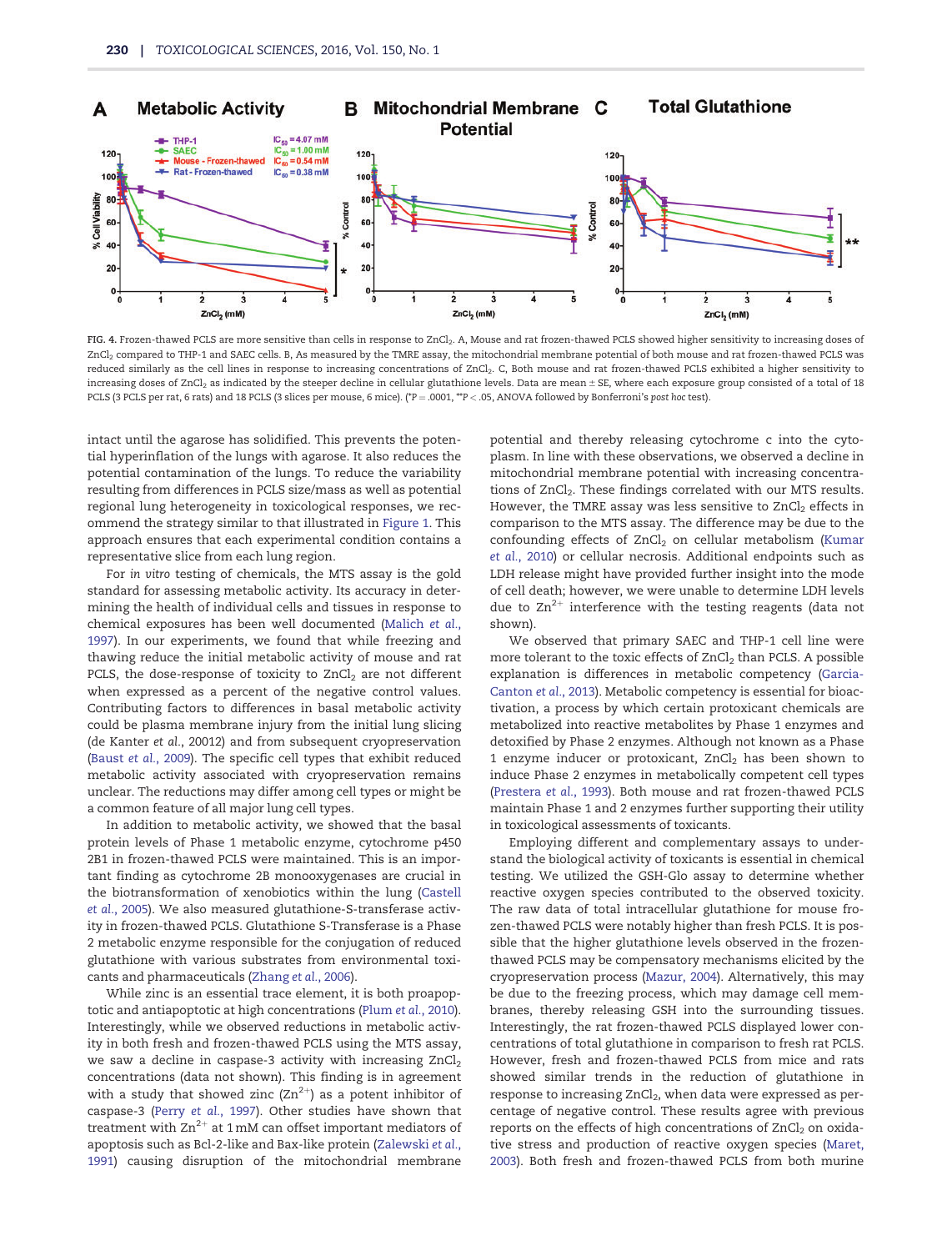FIG. 4. Frozen-thawed PCLS are more sensitive than cells in response to $ZnCl_2$. A, Mouse and rat frozen-thawed PCLS showed higher sensitivity to increasing doses of $ZnCl_2$ compared to THP-1 and SAEC cells. B, As measured by the TMRE assay, the mitochondrial membrane potential of both mouse and rat frozen-thawed PCLS was reduced similarly as the cell lines in response to increasing concentrations of $ZnCl_2$. C, Both mouse and rat frozen-thawed PCLS exhibited a higher sensitivity to increasing doses of $ZnCl_2$ as indicated by the steeper decline in cellular glutathione levels. Data are mean ± SE, where each exposure group consisted of a total of 18 PCLS (3 PCLS per rat, 6 rats) and 18 PCLS (3 slices per mouse, 6 mice). (*P = .0001, **P < .05, ANOVA followed by Bonferroni's *post hoc* test).

intact until the agarose has solidified. This prevents the potential hyperinflation of the lungs with agarose. It also reduces the potential contamination of the lungs. To reduce the variability resulting from differences in PCLS size/mass as well as potential regional lung heterogeneity in toxicological responses, we recommend the strategy similar to that illustrated in Figure 1. This approach ensures that each experimental condition contains a representative slice from each lung region.

For *in vitro* testing of chemicals, the MTS assay is the gold standard for assessing metabolic activity. Its accuracy in determining the health of individual cells and tissues in response to chemical exposures has been well documented (Malich *et al.*, 1997). In our experiments, we found that while freezing and thawing reduce the initial metabolic activity of mouse and rat PCLS, the dose-response of toxicity to $ZnCl_2$ are not different when expressed as a percent of the negative control values. Contributing factors to differences in basal metabolic activity could be plasma membrane injury from the initial lung slicing (de Kanter *et al.*, 20012) and from subsequent cryopreservation (Baust *et al.*, 2009). The specific cell types that exhibit reduced metabolic activity associated with cryopreservation remains unclear. The reductions may differ among cell types or might be a common feature of all major lung cell types.

In addition to metabolic activity, we showed that the basal protein levels of Phase 1 metabolic enzyme, cytochrome p450 2B1 in frozen-thawed PCLS were maintained. This is an important finding as cytochrome 2B monooxygenases are crucial in the biotransformation of xenobiotics within the lung (Castell *et al.*, 2005). We also measured glutathione-S-transferase activity in frozen-thawed PCLS. Glutathione S-Transferase is a Phase 2 metabolic enzyme responsible for the conjugation of reduced glutathione with various substrates from environmental toxicants and pharmaceuticals (Zhang *et al.*, 2006).

While zinc is an essential trace element, it is both proapoptotic and antiapoptotic at high concentrations (Plum *et al.*, 2010). Interestingly, while we observed reductions in metabolic activity in both fresh and frozen-thawed PCLS using the MTS assay, we saw a decline in caspase-3 activity with increasing $ZnCl_2$ concentrations (data not shown). This finding is in agreement with a study that showed zinc ($Zn^{2+}$) as a potent inhibitor of caspase-3 (Perry *et al.*, 1997). Other studies have shown that treatment with $Zn^{2+}$ at 1 mM can offset important mediators of apoptosis such as Bcl-2-like and Bax-like protein (Zalewski *et al.*, 1991) causing disruption of the mitochondrial membrane potential and thereby releasing cytochrome c into the cytoplasm. In line with these observations, we observed a decline in mitochondrial membrane potential with increasing concentrations of $ZnCl_2$. These findings correlated with our MTS results. However, the TMRE assay was less sensitive to $ZnCl_2$ effects in comparison to the MTS assay. The difference may be due to the confounding effects of $ZnCl_2$ on cellular metabolism (Kumar *et al.*, 2010) or cellular necrosis. Additional endpoints such as LDH release might have provided further insight into the mode of cell death; however, we were unable to determine LDH levels due to $Zn^{2+}$ interference with the testing reagents (data not shown).

We observed that primary SAEC and THP-1 cell line were more tolerant to the toxic effects of $ZnCl_2$ than PCLS. A possible explanation is differences in metabolic competency (Garcia-Canton *et al.*, 2013). Metabolic competency is essential for bioactivation, a process by which certain protoxicant chemicals are metabolized into reactive metabolites by Phase 1 enzymes and detoxified by Phase 2 enzymes. Although not known as a Phase 1 enzyme inducer or protoxicant, $ZnCl_2$ has been shown to induce Phase 2 enzymes in metabolically competent cell types (Prestera *et al.*, 1993). Both mouse and rat frozen-thawed PCLS maintain Phase 1 and 2 enzymes further supporting their utility in toxicological assessments of toxicants.

Employing different and complementary assays to understand the biological activity of toxicants is essential in chemical testing. We utilized the GSH-Glo assay to determine whether reactive oxygen species contributed to the observed toxicity. The raw data of total intracellular glutathione for mouse frozen-thawed PCLS were notably higher than fresh PCLS. It is possible that the higher glutathione levels observed in the frozen-thawed PCLS may be compensatory mechanisms elicited by the cryopreservation process (Mazur, 2004). Alternatively, this may be due to the freezing process, which may damage cell membranes, thereby releasing GSH into the surrounding tissues. Interestingly, the rat frozen-thawed PCLS displayed lower concentrations of total glutathione in comparison to fresh rat PCLS. However, fresh and frozen-thawed PCLS from mice and rats showed similar trends in the reduction of glutathione in response to increasing $ZnCl_2$, when data were expressed as percentage of negative control. These results agree with previous reports on the effects of high concentrations of $ZnCl_2$ on oxidative stress and production of reactive oxygen species (Maret, 2003). Both fresh and frozen-thawed PCLS from both murine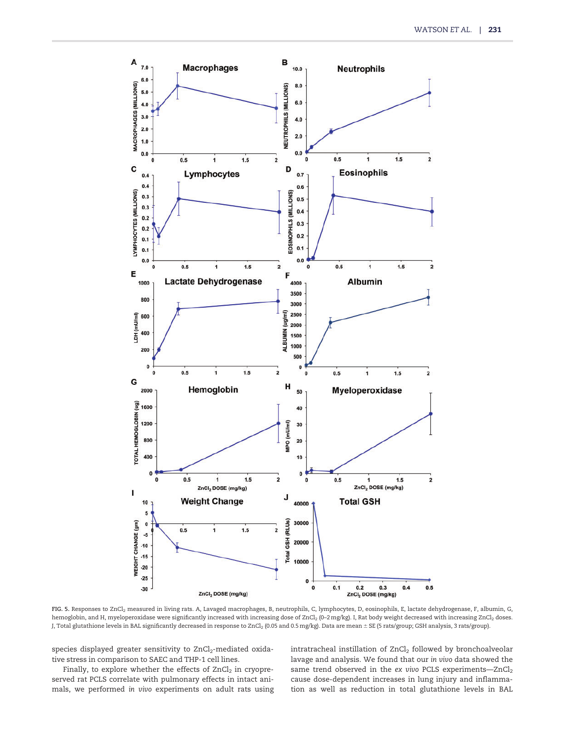FIG. 5. Responses to $ZnCl_2$ measured in living rats. A, Lavaged macrophages, B, neutrophils, C, lymphocytes, D, eosinophils, E, lactate dehydrogenase, F, albumin, G, hemoglobin, and H, myeloperoxidase were significantly increased with increasing dose of $ZnCl_2$ (0–2 mg/kg). I, Rat body weight decreased with increasing $ZnCl_2$ doses. J, Total glutathione levels in BAL significantly decreased in response to $ZnCl_2$ (0.05 and 0.5 mg/kg). Data are mean ± SE (5 rats/group; GSH analysis, 3 rats/group).

species displayed greater sensitivity to $ZnCl_2$-mediated oxidative stress in comparison to SAEC and THP-1 cell lines.

Finally, to explore whether the effects of $ZnCl_2$ in cryopreserved rat PCLS correlate with pulmonary effects in intact animals, we performed *in vivo* experiments on adult rats using intratracheal instillation of $ZnCl_2$ followed by bronchoalveolar lavage and analysis. We found that our *in vivo* data showed the same trend observed in the *ex vivo* PCLS experiments—$ZnCl_2$ cause dose-dependent increases in lung injury and inflammation as well as reduction in total glutathione levels in BAL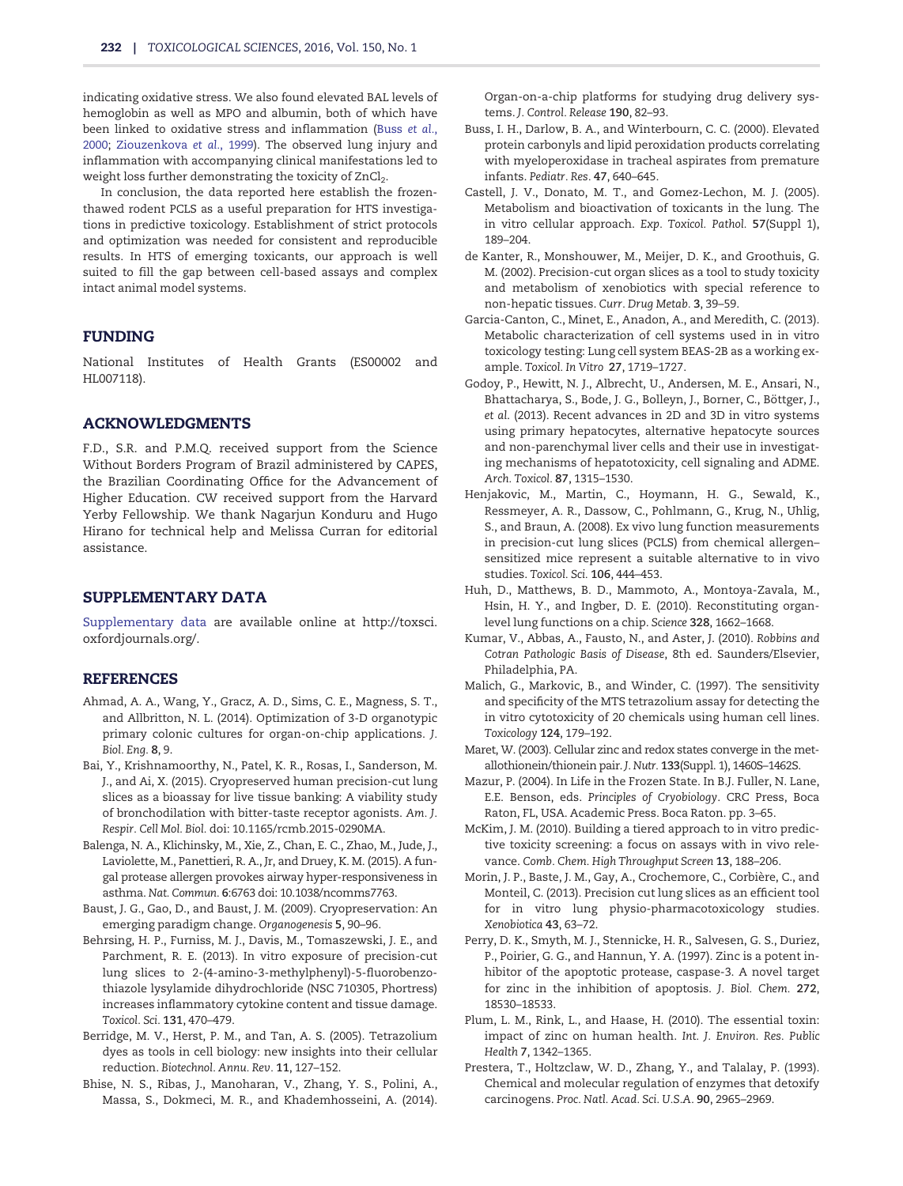indicating oxidative stress. We also found elevated BAL levels of hemoglobin as well as MPO and albumin, both of which have been linked to oxidative stress and inflammation (Buss *et al.*, 2000; Ziouzenkova *et al.*, 1999). The observed lung injury and inflammation with accompanying clinical manifestations led to weight loss further demonstrating the toxicity of $ZnCl_2$.

In conclusion, the data reported here establish the frozen-thawed rodent PCLS as a useful preparation for HTS investigations in predictive toxicology. Establishment of strict protocols and optimization was needed for consistent and reproducible results. In HTS of emerging toxicants, our approach is well suited to fill the gap between cell-based assays and complex intact animal model systems.

## FUNDING

National Institutes of Health Grants (ES00002 and HL007118).

## ACKNOWLEDGMENTS

F.D., S.R. and P.M.Q. received support from the Science Without Borders Program of Brazil administered by CAPES, the Brazilian Coordinating Office for the Advancement of Higher Education. CW received support from the Harvard Yerby Fellowship. We thank Nagarjun Konduru and Hugo Hirano for technical help and Melissa Curran for editorial assistance.

## SUPPLEMENTARY DATA

Supplementary data are available online at http://toxsci.oxfordjournals.org/.

## REFERENCES

Ahmad, A. A., Wang, Y., Gracz, A. D., Sims, C. E., Magness, S. T., and Allbritton, N. L. (2014). Optimization of 3-D organotypic primary colonic cultures for organ-on-chip applications. *J. Biol. Eng.* **8**, 9.

Bai, Y., Krishnamoorthy, N., Patel, K. R., Rosas, I., Sanderson, M. J., and Ai, X. (2015). Cryopreserved human precision-cut lung slices as a bioassay for live tissue banking: A viability study of bronchodilation with bitter-taste receptor agonists. *Am. J. Respir. Cell Mol. Biol.* doi: 10.1165/rcmb.2015-0290MA.

Balenga, N. A., Klichinsky, M., Xie, Z., Chan, E. C., Zhao, M., Jude, J., Laviolette, M., Panettieri, R. A., Jr, and Druey, K. M. (2015). A fungal protease allergen provokes airway hyper-responsiveness in asthma. *Nat. Commun.* **6**:6763 doi: 10.1038/ncomms7763.

Baust, J. G., Gao, D., and Baust, J. M. (2009). Cryopreservation: An emerging paradigm change. *Organogenesis* **5**, 90–96.

Behrsing, H. P., Furniss, M. J., Davis, M., Tomaszewski, J. E., and Parchment, R. E. (2013). In vitro exposure of precision-cut lung slices to 2-(4-amino-3-methylphenyl)-5-fluorobenzothiazole lysylamide dihydrochloride (NSC 710305, Phortress) increases inflammatory cytokine content and tissue damage. *Toxicol. Sci.* **131**, 470–479.

Berridge, M. V., Herst, P. M., and Tan, A. S. (2005). Tetrazolium dyes as tools in cell biology: new insights into their cellular reduction. *Biotechnol. Annu. Rev.* **11**, 127–152.

Bhise, N. S., Ribas, J., Manoharan, V., Zhang, Y. S., Polini, A., Massa, S., Dokmeci, M. R., and Khademhosseini, A. (2014). Organ-on-a-chip platforms for studying drug delivery systems. *J. Control. Release* **190**, 82–93.

Buss, I. H., Darlow, B. A., and Winterbourn, C. C. (2000). Elevated protein carbonyls and lipid peroxidation products correlating with myeloperoxidase in tracheal aspirates from premature infants. *Pediatr. Res.* **47**, 640–645.

Castell, J. V., Donato, M. T., and Gomez-Lechon, M. J. (2005). Metabolism and bioactivation of toxicants in the lung. The in vitro cellular approach. *Exp. Toxicol. Pathol.* **57**(Suppl 1), 189–204.

de Kanter, R., Monshouwer, M., Meijer, D. K., and Groothuis, G. M. (2002). Precision-cut organ slices as a tool to study toxicity and metabolism of xenobiotics with special reference to non-hepatic tissues. *Curr. Drug Metab.* **3**, 39–59.

Garcia-Canton, C., Minet, E., Anadon, A., and Meredith, C. (2013). Metabolic characterization of cell systems used in in vitro toxicology testing: Lung cell system BEAS-2B as a working example. *Toxicol. In Vitro* **27**, 1719–1727.

Godoy, P., Hewitt, N. J., Albrecht, U., Andersen, M. E., Ansari, N., Bhattacharya, S., Bode, J. G., Bolleyn, J., Borner, C., Böttger, J., *et al.* (2013). Recent advances in 2D and 3D in vitro systems using primary hepatocytes, alternative hepatocyte sources and non-parenchymal liver cells and their use in investigating mechanisms of hepatotoxicity, cell signaling and ADME. *Arch. Toxicol.* **87**, 1315–1530.

Henjakovic, M., Martin, C., Hoymann, H. G., Sewald, K., Ressmeyer, A. R., Dassow, C., Pohlmann, G., Krug, N., Uhlig, S., and Braun, A. (2008). Ex vivo lung function measurements in precision-cut lung slices (PCLS) from chemical allergen–sensitized mice represent a suitable alternative to in vivo studies. *Toxicol. Sci.* **106**, 444–453.

Huh, D., Matthews, B. D., Mammoto, A., Montoya-Zavala, M., Hsin, H. Y., and Ingber, D. E. (2010). Reconstituting organ-level lung functions on a chip. *Science* **328**, 1662–1668.

Kumar, V., Abbas, A., Fausto, N., and Aster, J. (2010). *Robbins and Cotran Pathologic Basis of Disease*, 8th ed. Saunders/Elsevier, Philadelphia, PA.

Malich, G., Markovic, B., and Winder, C. (1997). The sensitivity and specificity of the MTS tetrazolium assay for detecting the in vitro cytotoxicity of 20 chemicals using human cell lines. *Toxicology* **124**, 179–192.

Maret, W. (2003). Cellular zinc and redox states converge in the metallothionein/thionein pair. *J. Nutr.* **133**(Suppl. 1), 1460S–1462S.

Mazur, P. (2004). In Life in the Frozen State. In B.J. Fuller, N. Lane, E.E. Benson, eds. *Principles of Cryobiology*. CRC Press, Boca Raton, FL, USA. Academic Press. Boca Raton. pp. 3–65.

McKim, J. M. (2010). Building a tiered approach to in vitro predictive toxicity screening: a focus on assays with in vivo relevance. *Comb. Chem. High Throughput Screen* **13**, 188–206.

Morin, J. P., Baste, J. M., Gay, A., Crochemore, C., Corbière, C., and Monteil, C. (2013). Precision cut lung slices as an efficient tool for in vitro lung physio-pharmacotoxicology studies. *Xenobiotica* **43**, 63–72.

Perry, D. K., Smyth, M. J., Stennicke, H. R., Salvesen, G. S., Duriez, P., Poirier, G. G., and Hannun, Y. A. (1997). Zinc is a potent inhibitor of the apoptotic protease, caspase-3. A novel target for zinc in the inhibition of apoptosis. *J. Biol. Chem.* **272**, 18530–18533.

Plum, L. M., Rink, L., and Haase, H. (2010). The essential toxin: impact of zinc on human health. *Int. J. Environ. Res. Public Health* **7**, 1342–1365.

Prestera, T., Holtzclaw, W. D., Zhang, Y., and Talalay, P. (1993). Chemical and molecular regulation of enzymes that detoxify carcinogens. *Proc. Natl. Acad. Sci. U.S.A.* **90**, 2965–2969.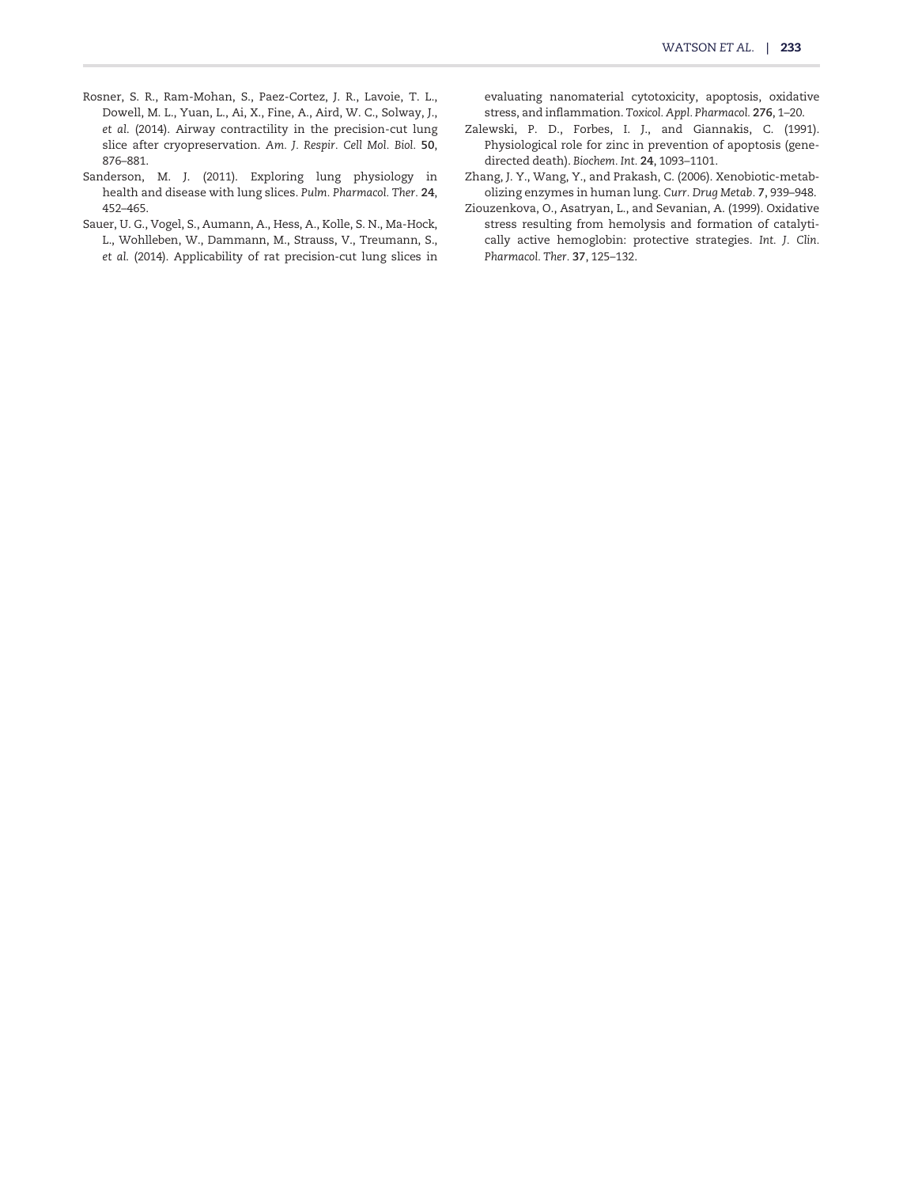Rosner, S. R., Ram-Mohan, S., Paez-Cortez, J. R., Lavoie, T. L., Dowell, M. L., Yuan, L., Ai, X., Fine, A., Aird, W. C., Solway, J., *et al.* (2014). Airway contractility in the precision-cut lung slice after cryopreservation. *Am. J. Respir. Cell Mol. Biol.* **50**, 876–881.

Sanderson, M. J. (2011). Exploring lung physiology in health and disease with lung slices. *Pulm. Pharmacol. Ther.* **24**, 452–465.

Sauer, U. G., Vogel, S., Aumann, A., Hess, A., Kolle, S. N., Ma-Hock, L., Wohlleben, W., Dammann, M., Strauss, V., Treumann, S., *et al.* (2014). Applicability of rat precision-cut lung slices in evaluating nanomaterial cytotoxicity, apoptosis, oxidative stress, and inflammation. *Toxicol. Appl. Pharmacol.* **276**, 1–20.

Zalewski, P. D., Forbes, I. J., and Giannakis, C. (1991). Physiological role for zinc in prevention of apoptosis (gene-directed death). *Biochem. Int.* **24**, 1093–1101.

Zhang, J. Y., Wang, Y., and Prakash, C. (2006). Xenobiotic-metabolizing enzymes in human lung. *Curr. Drug Metab.* **7**, 939–948.

Ziouzenkova, O., Asatryan, L., and Sevanian, A. (1999). Oxidative stress resulting from hemolysis and formation of catalytically active hemoglobin: protective strategies. *Int. J. Clin. Pharmacol. Ther.* **37**, 125–132.